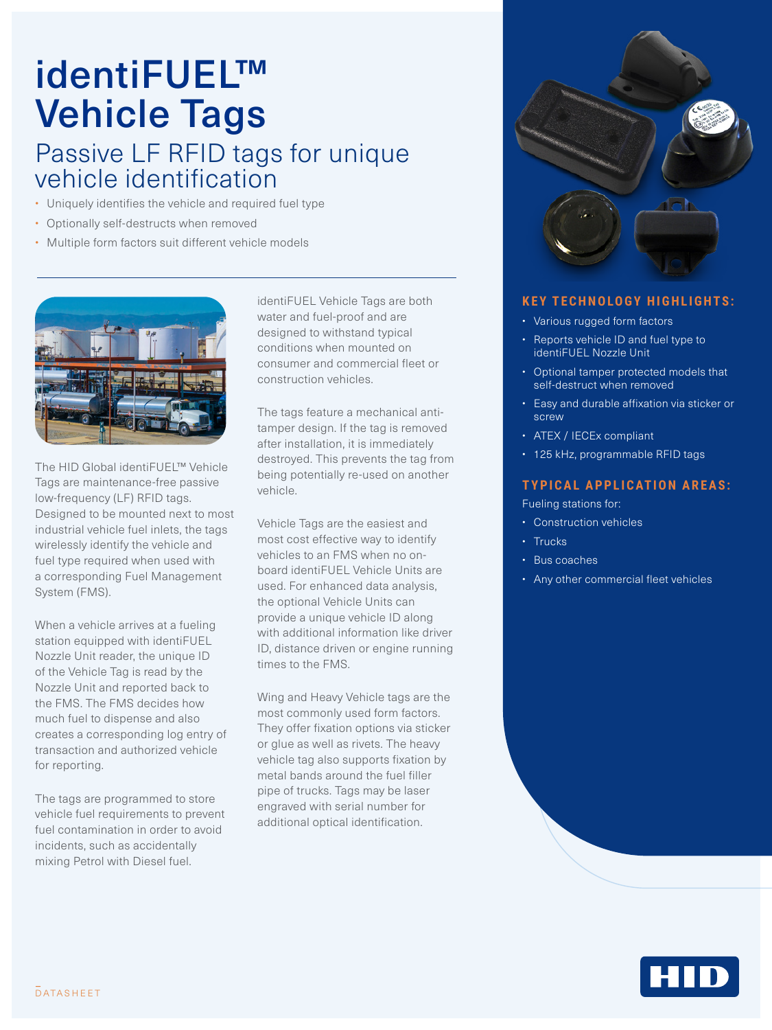# identiFUEL™ Vehicle Tags

## Passive LF RFID tags for unique vehicle identification

- Uniquely identifies the vehicle and required fuel type
- Optionally self-destructs when removed
- Multiple form factors suit different vehicle models

The HID Global identiFUEL™ Vehicle Tags are maintenance-free passive low-frequency (LF) RFID tags. Designed to be mounted next to most industrial vehicle fuel inlets, the tags wirelessly identify the vehicle and fuel type required when used with a corresponding Fuel Management System (FMS).

When a vehicle arrives at a fueling station equipped with identiFUEL Nozzle Unit reader, the unique ID of the Vehicle Tag is read by the Nozzle Unit and reported back to the FMS. The FMS decides how much fuel to dispense and also creates a corresponding log entry of transaction and authorized vehicle for reporting.

The tags are programmed to store vehicle fuel requirements to prevent fuel contamination in order to avoid incidents, such as accidentally mixing Petrol with Diesel fuel.

identiFUEL Vehicle Tags are both water and fuel-proof and are designed to withstand typical conditions when mounted on consumer and commercial fleet or construction vehicles.

The tags feature a mechanical anti-tamper design. If the tag is removed after installation, it is immediately destroyed. This prevents the tag from being potentially re-used on another vehicle.

Vehicle Tags are the easiest and most cost effective way to identify vehicles to an FMS when no on-board identiFUEL Vehicle Units are used. For enhanced data analysis, the optional Vehicle Units can provide a unique vehicle ID along with additional information like driver ID, distance driven or engine running times to the FMS.

Wing and Heavy Vehicle tags are the most commonly used form factors. They offer fixation options via sticker or glue as well as rivets. The heavy vehicle tag also supports fixation by metal bands around the fuel filler pipe of trucks. Tags may be laser engraved with serial number for additional optical identification.

### KEY TECHNOLOGY HIGHLIGHTS:

- Various rugged form factors
- Reports vehicle ID and fuel type to identiFUEL Nozzle Unit
- Optional tamper protected models that self-destruct when removed
- Easy and durable affixation via sticker or screw
- ATEX / IECEx compliant
- 125 kHz, programmable RFID tags

### TYPICAL APPLICATION AREAS:

Fueling stations for:

- Construction vehicles
- Trucks
- Bus coaches
- Any other commercial fleet vehicles

DATASHEET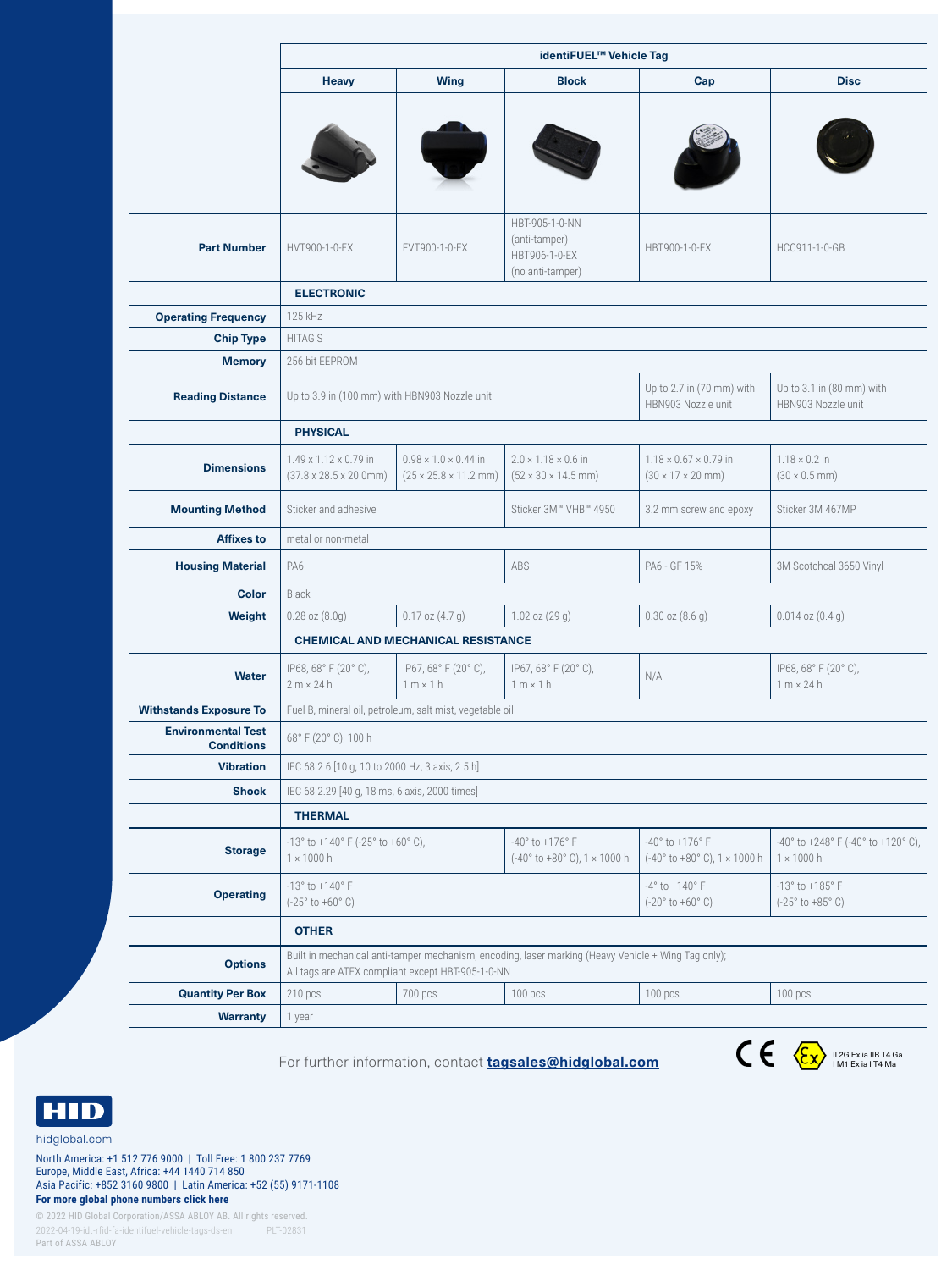| | identiFUEL™ Vehicle Tag | | | | |
|---|---|---|---|---|---|
| | **Heavy** | **Wing** | **Block** | **Cap** | **Disc** |
| **Part Number** | HVT900-1-0-EX | FVT900-1-0-EX | HBT-905-1-0-NN (anti-tamper) HBT906-1-0-EX (no anti-tamper) | HBT900-1-0-EX | HCC911-1-0-GB |
| | **ELECTRONIC** | | | | |
| **Operating Frequency** | 125 kHz | | | | |
| **Chip Type** | HITAG S | | | | |
| **Memory** | 256 bit EEPROM | | | | |
| **Reading Distance** | Up to 3.9 in (100 mm) with HBN903 Nozzle unit | | | Up to 2.7 in (70 mm) with HBN903 Nozzle unit | Up to 3.1 in (80 mm) with HBN903 Nozzle unit |
| | **PHYSICAL** | | | | |
| **Dimensions** | 1.49 x 1.12 x 0.79 in (37.8 x 28.5 x 20.0mm) | 0.98 × 1.0 × 0.44 in (25 × 25.8 × 11.2 mm) | 2.0 × 1.18 × 0.6 in (52 × 30 × 14.5 mm) | 1.18 × 0.67 × 0.79 in (30 × 17 × 20 mm) | 1.18 × 0.2 in (30 × 0.5 mm) |
| **Mounting Method** | Sticker and adhesive | | Sticker 3M™ VHB™ 4950 | 3.2 mm screw and epoxy | Sticker 3M 467MP |
| **Affixes to** | metal or non-metal | | | | |
| **Housing Material** | PA6 | | ABS | PA6 - GF 15% | 3M Scotchcal 3650 Vinyl |
| **Color** | Black | | | | |
| **Weight** | 0.28 oz (8.0g) | 0.17 oz (4.7 g) | 1.02 oz (29 g) | 0.30 oz (8.6 g) | 0.014 oz (0.4 g) |
| | **CHEMICAL AND MECHANICAL RESISTANCE** | | | | |
| **Water** | IP68, 68° F (20° C), 2 m × 24 h | IP67, 68° F (20° C), 1 m × 1 h | IP67, 68° F (20° C), 1 m × 1 h | N/A | IP68, 68° F (20° C), 1 m × 24 h |
| **Withstands Exposure To** | Fuel B, mineral oil, petroleum, salt mist, vegetable oil | | | | |
| **Environmental Test Conditions** | 68° F (20° C), 100 h | | | | |
| **Vibration** | IEC 68.2.6 [10 g, 10 to 2000 Hz, 3 axis, 2.5 h] | | | | |
| **Shock** | IEC 68.2.29 [40 g, 18 ms, 6 axis, 2000 times] | | | | |
| | **THERMAL** | | | | |
| **Storage** | -13° to +140° F (-25° to +60° C), 1 × 1000 h | | -40° to +176° F (-40° to +80° C), 1 × 1000 h | -40° to +176° F (-40° to +80° C), 1 × 1000 h | -40° to +248° F (-40° to +120° C), 1 × 1000 h |
| **Operating** | -13° to +140° F (-25° to +60° C) | | | -4° to +140° F (-20° to +60° C) | -13° to +185° F (-25° to +85° C) |
| | **OTHER** | | | | |
| **Options** | Built in mechanical anti-tamper mechanism, encoding, laser marking (Heavy Vehicle + Wing Tag only); All tags are ATEX compliant except HBT-905-1-0-NN. | | | | |
| **Quantity Per Box** | 210 pcs. | 700 pcs. | 100 pcs. | 100 pcs. | 100 pcs. |
| **Warranty** | 1 year | | | | |

For further information, contact **tagsales@hidglobal.com**

II 2G Ex ia IIB T4 Ga
I M1 Ex ia I T4 Ma

hidglobal.com

North America: +1 512 776 9000 | Toll Free: 1 800 237 7769
Europe, Middle East, Africa: +44 1440 714 850
Asia Pacific: +852 3160 9800 | Latin America: +52 (55) 9171-1108
**For more global phone numbers click here**

© 2022 HID Global Corporation/ASSA ABLOY AB. All rights reserved.
2022-04-19-idt-rfid-fa-identifuel-vehicle-tags-ds-en PLT-02831
Part of ASSA ABLOY